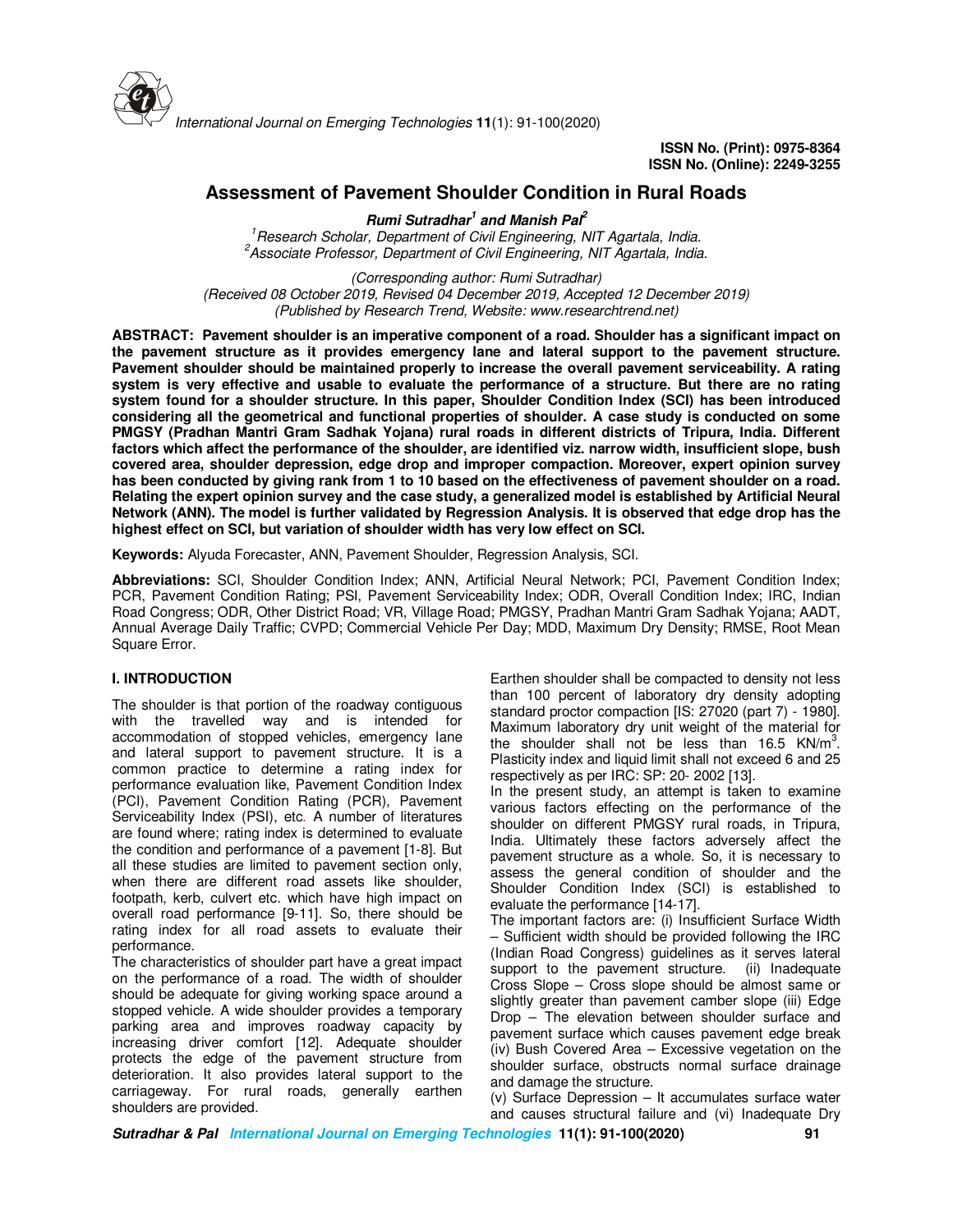ISSN No. (Print): 0975-8364
ISSN No. (Online): 2249-3255

# Assessment of Pavement Shoulder Condition in Rural Roads

***Rumi Sutradhar[1] and Manish Pal[2]***

*[1]Research Scholar, Department of Civil Engineering, NIT Agartala, India.*
*[2]Associate Professor, Department of Civil Engineering, NIT Agartala, India.*

*(Corresponding author: Rumi Sutradhar)*
*(Received 08 October 2019, Revised 04 December 2019, Accepted 12 December 2019)*
*(Published by Research Trend, Website: www.researchtrend.net)*

**ABSTRACT: Pavement shoulder is an imperative component of a road. Shoulder has a significant impact on the pavement structure as it provides emergency lane and lateral support to the pavement structure. Pavement shoulder should be maintained properly to increase the overall pavement serviceability. A rating system is very effective and usable to evaluate the performance of a structure. But there are no rating system found for a shoulder structure. In this paper, Shoulder Condition Index (SCI) has been introduced considering all the geometrical and functional properties of shoulder. A case study is conducted on some PMGSY (Pradhan Mantri Gram Sadhak Yojana) rural roads in different districts of Tripura, India. Different factors which affect the performance of the shoulder, are identified viz. narrow width, insufficient slope, bush covered area, shoulder depression, edge drop and improper compaction. Moreover, expert opinion survey has been conducted by giving rank from 1 to 10 based on the effectiveness of pavement shoulder on a road. Relating the expert opinion survey and the case study, a generalized model is established by Artificial Neural Network (ANN). The model is further validated by Regression Analysis. It is observed that edge drop has the highest effect on SCI, but variation of shoulder width has very low effect on SCI.**

**Keywords:** Alyuda Forecaster, ANN, Pavement Shoulder, Regression Analysis, SCI.

**Abbreviations:** SCI, Shoulder Condition Index; ANN, Artificial Neural Network; PCI, Pavement Condition Index; PCR, Pavement Condition Rating; PSI, Pavement Serviceability Index; ODR, Overall Condition Index; IRC, Indian Road Congress; ODR, Other District Road; VR, Village Road; PMGSY, Pradhan Mantri Gram Sadhak Yojana; AADT, Annual Average Daily Traffic; CVPD; Commercial Vehicle Per Day; MDD, Maximum Dry Density; RMSE, Root Mean Square Error.

## I. INTRODUCTION

The shoulder is that portion of the roadway contiguous with the travelled way and is intended for accommodation of stopped vehicles, emergency lane and lateral support to pavement structure. It is a common practice to determine a rating index for performance evaluation like, Pavement Condition Index (PCI), Pavement Condition Rating (PCR), Pavement Serviceability Index (PSI), etc. A number of literatures are found where; rating index is determined to evaluate the condition and performance of a pavement [1-8]. But all these studies are limited to pavement section only, when there are different road assets like shoulder, footpath, kerb, culvert etc. which have high impact on overall road performance [9-11]. So, there should be rating index for all road assets to evaluate their performance.

The characteristics of shoulder part have a great impact on the performance of a road. The width of shoulder should be adequate for giving working space around a stopped vehicle. A wide shoulder provides a temporary parking area and improves roadway capacity by increasing driver comfort [12]. Adequate shoulder protects the edge of the pavement structure from deterioration. It also provides lateral support to the carriageway. For rural roads, generally earthen shoulders are provided.

Earthen shoulder shall be compacted to density not less than 100 percent of laboratory dry density adopting standard proctor compaction [IS: 27020 (part 7) - 1980]. Maximum laboratory dry unit weight of the material for the shoulder shall not be less than 16.5 KN/m$^3$. Plasticity index and liquid limit shall not exceed 6 and 25 respectively as per IRC: SP: 20- 2002 [13].

In the present study, an attempt is taken to examine various factors effecting on the performance of the shoulder on different PMGSY rural roads, in Tripura, India. Ultimately these factors adversely affect the pavement structure as a whole. So, it is necessary to assess the general condition of shoulder and the Shoulder Condition Index (SCI) is established to evaluate the performance [14-17].

The important factors are: (i) Insufficient Surface Width – Sufficient width should be provided following the IRC (Indian Road Congress) guidelines as it serves lateral support to the pavement structure. (ii) Inadequate Cross Slope – Cross slope should be almost same or slightly greater than pavement camber slope (iii) Edge Drop – The elevation between shoulder surface and pavement surface which causes pavement edge break (iv) Bush Covered Area – Excessive vegetation on the shoulder surface, obstructs normal surface drainage and damage the structure.

(v) Surface Depression – It accumulates surface water and causes structural failure and (vi) Inadequate Dry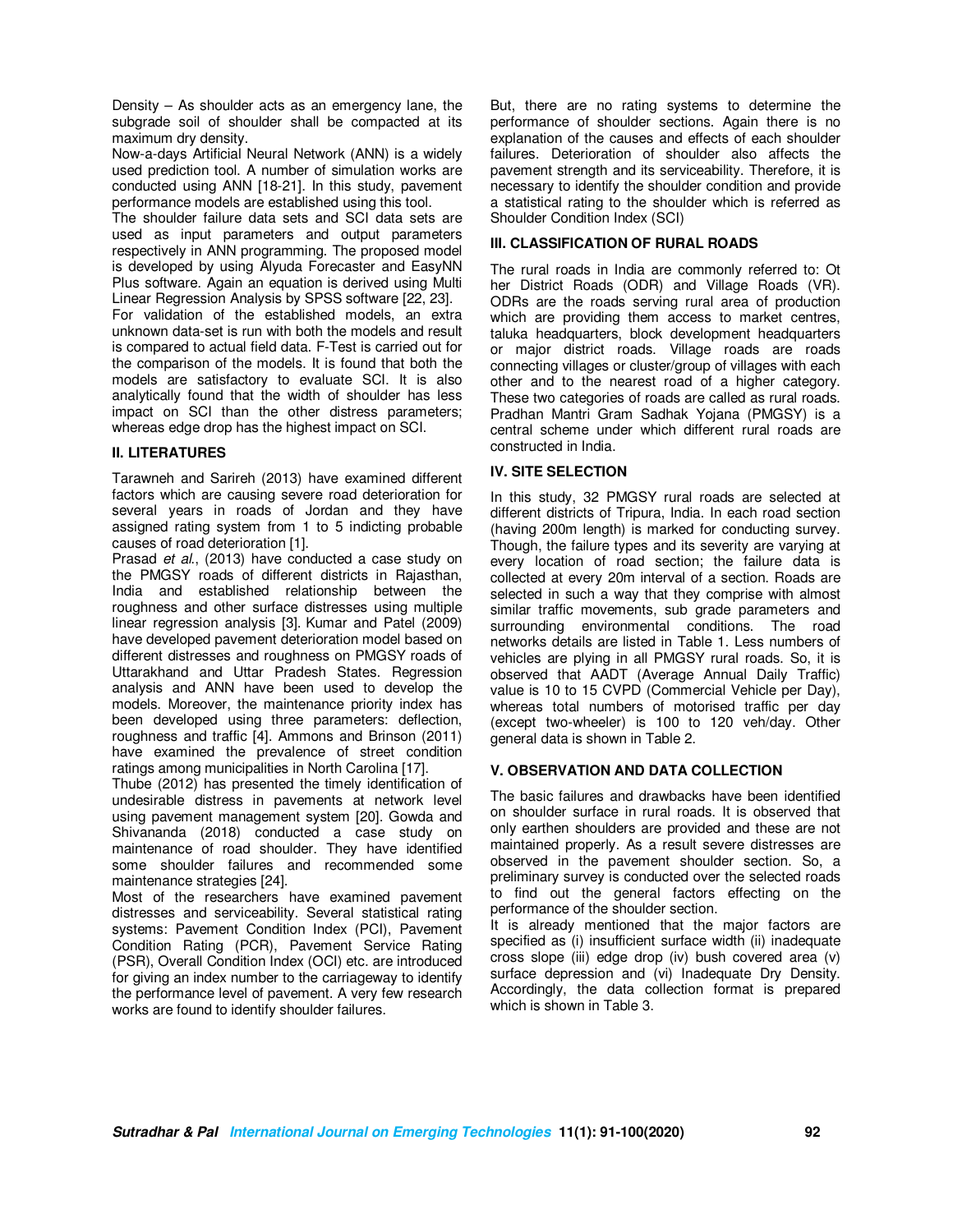Density – As shoulder acts as an emergency lane, the subgrade soil of shoulder shall be compacted at its maximum dry density.

Now-a-days Artificial Neural Network (ANN) is a widely used prediction tool. A number of simulation works are conducted using ANN [18-21]. In this study, pavement performance models are established using this tool.

The shoulder failure data sets and SCI data sets are used as input parameters and output parameters respectively in ANN programming. The proposed model is developed by using Alyuda Forecaster and EasyNN Plus software. Again an equation is derived using Multi Linear Regression Analysis by SPSS software [22, 23].

For validation of the established models, an extra unknown data-set is run with both the models and result is compared to actual field data. F-Test is carried out for the comparison of the models. It is found that both the models are satisfactory to evaluate SCI. It is also analytically found that the width of shoulder has less impact on SCI than the other distress parameters; whereas edge drop has the highest impact on SCI.

## II. LITERATURES

Tarawneh and Sarireh (2013) have examined different factors which are causing severe road deterioration for several years in roads of Jordan and they have assigned rating system from 1 to 5 indicting probable causes of road deterioration [1].

Prasad *et al*., (2013) have conducted a case study on the PMGSY roads of different districts in Rajasthan, India and established relationship between the roughness and other surface distresses using multiple linear regression analysis [3]. Kumar and Patel (2009) have developed pavement deterioration model based on different distresses and roughness on PMGSY roads of Uttarakhand and Uttar Pradesh States. Regression analysis and ANN have been used to develop the models. Moreover, the maintenance priority index has been developed using three parameters: deflection, roughness and traffic [4]. Ammons and Brinson (2011) have examined the prevalence of street condition ratings among municipalities in North Carolina [17].

Thube (2012) has presented the timely identification of undesirable distress in pavements at network level using pavement management system [20]. Gowda and Shivananda (2018) conducted a case study on maintenance of road shoulder. They have identified some shoulder failures and recommended some maintenance strategies [24].

Most of the researchers have examined pavement distresses and serviceability. Several statistical rating systems: Pavement Condition Index (PCI), Pavement Condition Rating (PCR), Pavement Service Rating (PSR), Overall Condition Index (OCI) etc. are introduced for giving an index number to the carriageway to identify the performance level of pavement. A very few research works are found to identify shoulder failures.

But, there are no rating systems to determine the performance of shoulder sections. Again there is no explanation of the causes and effects of each shoulder failures. Deterioration of shoulder also affects the pavement strength and its serviceability. Therefore, it is necessary to identify the shoulder condition and provide a statistical rating to the shoulder which is referred as Shoulder Condition Index (SCI)

## III. CLASSIFICATION OF RURAL ROADS

The rural roads in India are commonly referred to: Other District Roads (ODR) and Village Roads (VR). ODRs are the roads serving rural area of production which are providing them access to market centres, taluka headquarters, block development headquarters or major district roads. Village roads are roads connecting villages or cluster/group of villages with each other and to the nearest road of a higher category. These two categories of roads are called as rural roads. Pradhan Mantri Gram Sadhak Yojana (PMGSY) is a central scheme under which different rural roads are constructed in India.

## IV. SITE SELECTION

In this study, 32 PMGSY rural roads are selected at different districts of Tripura, India. In each road section (having 200m length) is marked for conducting survey. Though, the failure types and its severity are varying at every location of road section; the failure data is collected at every 20m interval of a section. Roads are selected in such a way that they comprise with almost similar traffic movements, sub grade parameters and surrounding environmental conditions. The road networks details are listed in Table 1. Less numbers of vehicles are plying in all PMGSY rural roads. So, it is observed that AADT (Average Annual Daily Traffic) value is 10 to 15 CVPD (Commercial Vehicle per Day), whereas total numbers of motorised traffic per day (except two-wheeler) is 100 to 120 veh/day. Other general data is shown in Table 2.

## V. OBSERVATION AND DATA COLLECTION

The basic failures and drawbacks have been identified on shoulder surface in rural roads. It is observed that only earthen shoulders are provided and these are not maintained properly. As a result severe distresses are observed in the pavement shoulder section. So, a preliminary survey is conducted over the selected roads to find out the general factors effecting on the performance of the shoulder section.

It is already mentioned that the major factors are specified as (i) insufficient surface width (ii) inadequate cross slope (iii) edge drop (iv) bush covered area (v) surface depression and (vi) Inadequate Dry Density. Accordingly, the data collection format is prepared which is shown in Table 3.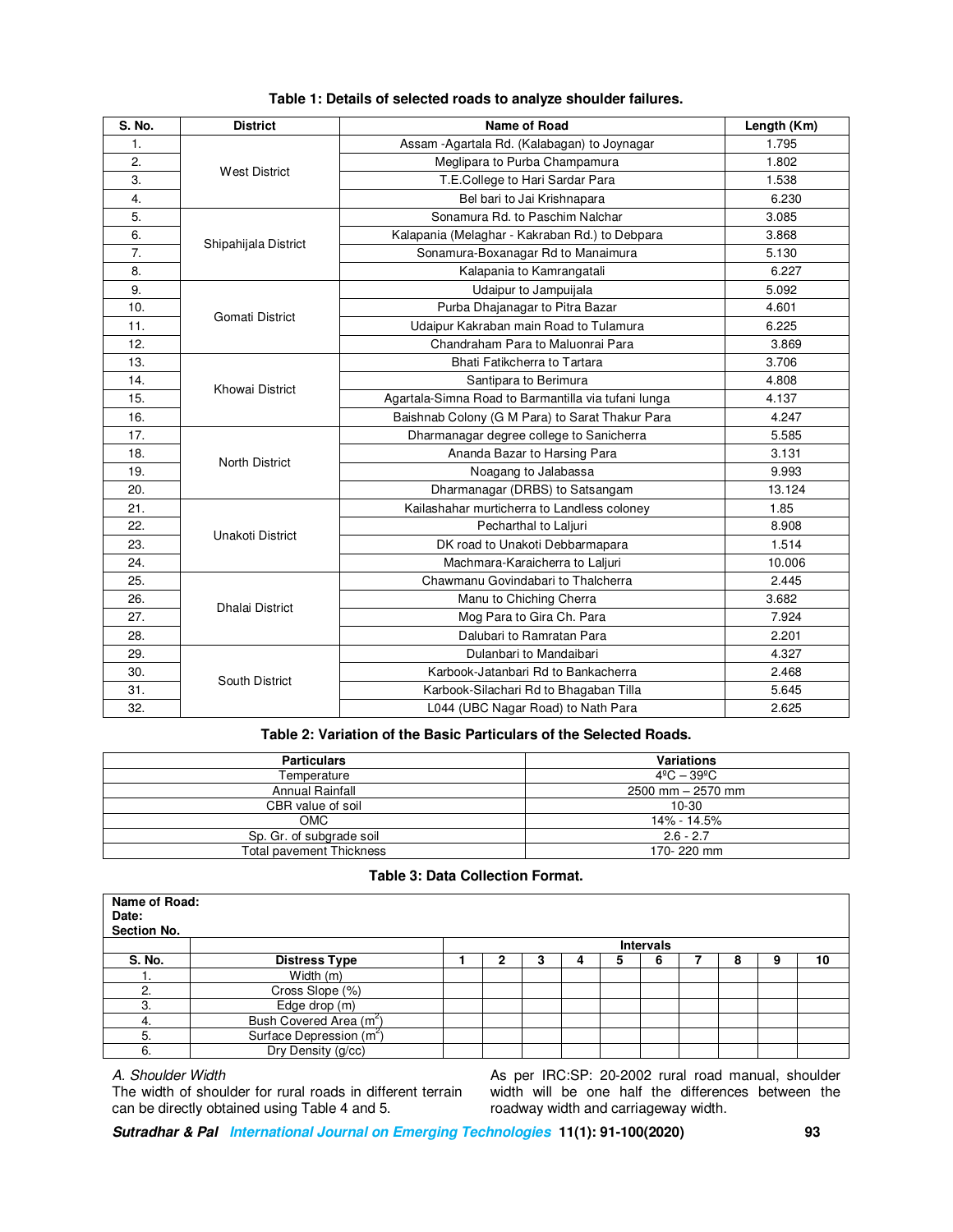**Table 1: Details of selected roads to analyze shoulder failures.**

| S. No. | District | Name of Road | Length (Km) |
|---|---|---|---|
| 1. | West District | Assam -Agartala Rd. (Kalabagan) to Joynagar | 1.795 |
| 2. | | Meglipara to Purba Champamura | 1.802 |
| 3. | | T.E.College to Hari Sardar Para | 1.538 |
| 4. | | Bel bari to Jai Krishnapara | 6.230 |
| 5. | Shipahijala District | Sonamura Rd. to Paschim Nalchar | 3.085 |
| 6. | | Kalapania (Melaghar - Kakraban Rd.) to Debpara | 3.868 |
| 7. | | Sonamura-Boxanagar Rd to Manaimura | 5.130 |
| 8. | | Kalapania to Kamrangatali | 6.227 |
| 9. | Gomati District | Udaipur to Jampuijala | 5.092 |
| 10. | | Purba Dhajanagar to Pitra Bazar | 4.601 |
| 11. | | Udaipur Kakraban main Road to Tulamura | 6.225 |
| 12. | | Chandraham Para to Maluonrai Para | 3.869 |
| 13. | Khowai District | Bhati Fatikcherra to Tartara | 3.706 |
| 14. | | Santipara to Berimura | 4.808 |
| 15. | | Agartala-Simna Road to Barmantilla via tufani lunga | 4.137 |
| 16. | | Baishnab Colony (G M Para) to Sarat Thakur Para | 4.247 |
| 17. | North District | Dharmanagar degree college to Sanicherra | 5.585 |
| 18. | | Ananda Bazar to Harsing Para | 3.131 |
| 19. | | Noagang to Jalabassa | 9.993 |
| 20. | | Dharmanagar (DRBS) to Satsangam | 13.124 |
| 21. | Unakoti District | Kailashahar murticherra to Landless coloney | 1.85 |
| 22. | | Pecharthal to Laljuri | 8.908 |
| 23. | | DK road to Unakoti Debbarmapara | 1.514 |
| 24. | | Machmara-Karaicherra to Laljuri | 10.006 |
| 25. | Dhalai District | Chawmanu Govindabari to Thalcherra | 2.445 |
| 26. | | Manu to Chiching Cherra | 3.682 |
| 27. | | Mog Para to Gira Ch. Para | 7.924 |
| 28. | | Dalubari to Ramratan Para | 2.201 |
| 29. | South District | Dulanbari to Mandaibari | 4.327 |
| 30. | | Karbook-Jatanbari Rd to Bankacherra | 2.468 |
| 31. | | Karbook-Silachari Rd to Bhagaban Tilla | 5.645 |
| 32. | | L044 (UBC Nagar Road) to Nath Para | 2.625 |

**Table 2: Variation of the Basic Particulars of the Selected Roads.**

| Particulars | Variations |
|---|---|
| Temperature | 4ºC – 39ºC |
| Annual Rainfall | 2500 mm – 2570 mm |
| CBR value of soil | 10-30 |
| OMC | 14% - 14.5% |
| Sp. Gr. of subgrade soil | 2.6 - 2.7 |
| Total pavement Thickness | 170- 220 mm |

**Table 3: Data Collection Format.**

**Name of Road:**
**Date:**
**Section No.**

| | | Intervals | | | | | | | | | |
|---|---|---|---|---|---|---|---|---|---|---|---|
| **S. No.** | **Distress Type** | **1** | **2** | **3** | **4** | **5** | **6** | **7** | **8** | **9** | **10** |
| 1. | Width (m) | | | | | | | | | | |
| 2. | Cross Slope (%) | | | | | | | | | | |
| 3. | Edge drop (m) | | | | | | | | | | |
| 4. | Bush Covered Area ($m^2$) | | | | | | | | | | |
| 5. | Surface Depression ($m^2$) | | | | | | | | | | |
| 6. | Dry Density (g/cc) | | | | | | | | | | |

*A. Shoulder Width*

The width of shoulder for rural roads in different terrain can be directly obtained using Table 4 and 5.

As per IRC:SP: 20-2002 rural road manual, shoulder width will be one half the differences between the roadway width and carriageway width.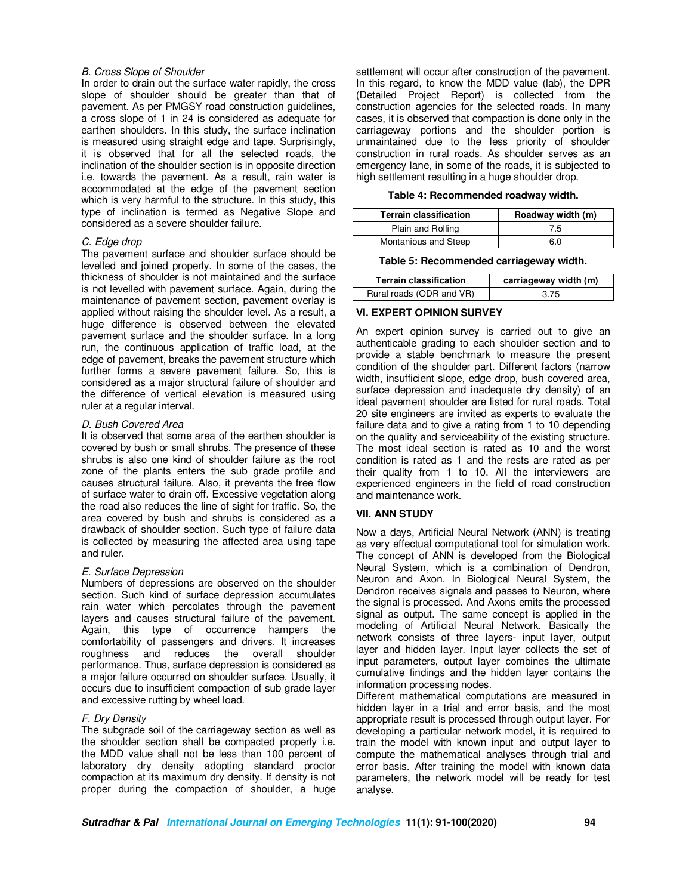### B. Cross Slope of Shoulder

In order to drain out the surface water rapidly, the cross slope of shoulder should be greater than that of pavement. As per PMGSY road construction guidelines, a cross slope of 1 in 24 is considered as adequate for earthen shoulders. In this study, the surface inclination is measured using straight edge and tape. Surprisingly, it is observed that for all the selected roads, the inclination of the shoulder section is in opposite direction i.e. towards the pavement. As a result, rain water is accommodated at the edge of the pavement section which is very harmful to the structure. In this study, this type of inclination is termed as Negative Slope and considered as a severe shoulder failure.

### C. Edge drop

The pavement surface and shoulder surface should be levelled and joined properly. In some of the cases, the thickness of shoulder is not maintained and the surface is not levelled with pavement surface. Again, during the maintenance of pavement section, pavement overlay is applied without raising the shoulder level. As a result, a huge difference is observed between the elevated pavement surface and the shoulder surface. In a long run, the continuous application of traffic load, at the edge of pavement, breaks the pavement structure which further forms a severe pavement failure. So, this is considered as a major structural failure of shoulder and the difference of vertical elevation is measured using ruler at a regular interval.

### D. Bush Covered Area

It is observed that some area of the earthen shoulder is covered by bush or small shrubs. The presence of these shrubs is also one kind of shoulder failure as the root zone of the plants enters the sub grade profile and causes structural failure. Also, it prevents the free flow of surface water to drain off. Excessive vegetation along the road also reduces the line of sight for traffic. So, the area covered by bush and shrubs is considered as a drawback of shoulder section. Such type of failure data is collected by measuring the affected area using tape and ruler.

### E. Surface Depression

Numbers of depressions are observed on the shoulder section. Such kind of surface depression accumulates rain water which percolates through the pavement layers and causes structural failure of the pavement. Again, this type of occurrence hampers the comfortability of passengers and drivers. It increases roughness and reduces the overall shoulder performance. Thus, surface depression is considered as a major failure occurred on shoulder surface. Usually, it occurs due to insufficient compaction of sub grade layer and excessive rutting by wheel load.

### F. Dry Density

The subgrade soil of the carriageway section as well as the shoulder section shall be compacted properly i.e. the MDD value shall not be less than 100 percent of laboratory dry density adopting standard proctor compaction at its maximum dry density. If density is not proper during the compaction of shoulder, a huge settlement will occur after construction of the pavement. In this regard, to know the MDD value (lab), the DPR (Detailed Project Report) is collected from the construction agencies for the selected roads. In many cases, it is observed that compaction is done only in the carriageway portions and the shoulder portion is unmaintained due to the less priority of shoulder construction in rural roads. As shoulder serves as an emergency lane, in some of the roads, it is subjected to high settlement resulting in a huge shoulder drop.

**Table 4: Recommended roadway width.**

| Terrain classification | Roadway width (m) |
|---|---|
| Plain and Rolling | 7.5 |
| Montanious and Steep | 6.0 |

**Table 5: Recommended carriageway width.**

| Terrain classification | carriageway width (m) |
|---|---|
| Rural roads (ODR and VR) | 3.75 |

## VI. EXPERT OPINION SURVEY

An expert opinion survey is carried out to give an authenticable grading to each shoulder section and to provide a stable benchmark to measure the present condition of the shoulder part. Different factors (narrow width, insufficient slope, edge drop, bush covered area, surface depression and inadequate dry density) of an ideal pavement shoulder are listed for rural roads. Total 20 site engineers are invited as experts to evaluate the failure data and to give a rating from 1 to 10 depending on the quality and serviceability of the existing structure. The most ideal section is rated as 10 and the worst condition is rated as 1 and the rests are rated as per their quality from 1 to 10. All the interviewers are experienced engineers in the field of road construction and maintenance work.

## VII. ANN STUDY

Now a days, Artificial Neural Network (ANN) is treating as very effectual computational tool for simulation work. The concept of ANN is developed from the Biological Neural System, which is a combination of Dendron, Neuron and Axon. In Biological Neural System, the Dendron receives signals and passes to Neuron, where the signal is processed. And Axons emits the processed signal as output. The same concept is applied in the modeling of Artificial Neural Network. Basically the network consists of three layers- input layer, output layer and hidden layer. Input layer collects the set of input parameters, output layer combines the ultimate cumulative findings and the hidden layer contains the information processing nodes.

Different mathematical computations are measured in hidden layer in a trial and error basis, and the most appropriate result is processed through output layer. For developing a particular network model, it is required to train the model with known input and output layer to compute the mathematical analyses through trial and error basis. After training the model with known data parameters, the network model will be ready for test analyse.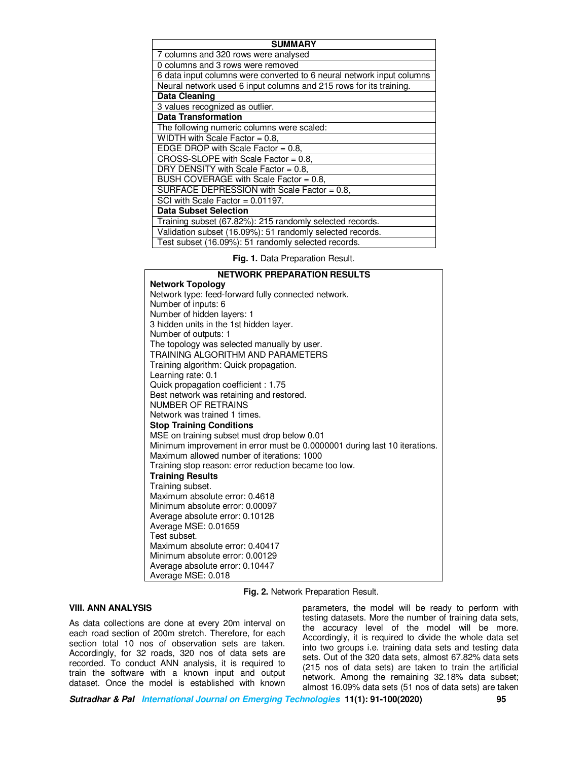| SUMMARY |
|---|
| 7 columns and 320 rows were analysed |
| 0 columns and 3 rows were removed |
| 6 data input columns were converted to 6 neural network input columns |
| Neural network used 6 input columns and 215 rows for its training. |
| **Data Cleaning** |
| 3 values recognized as outlier. |
| **Data Transformation** |
| The following numeric columns were scaled: |
| WIDTH with Scale Factor = 0.8, |
| EDGE DROP with Scale Factor = 0.8, |
| CROSS-SLOPE with Scale Factor = 0.8, |
| DRY DENSITY with Scale Factor = 0.8, |
| BUSH COVERAGE with Scale Factor = 0.8, |
| SURFACE DEPRESSION with Scale Factor = 0.8, |
| SCI with Scale Factor = 0.01197. |
| **Data Subset Selection** |
| Training subset (67.82%): 215 randomly selected records. |
| Validation subset (16.09%): 51 randomly selected records. |
| Test subset (16.09%): 51 randomly selected records. |

**Fig. 1.** Data Preparation Result.

| NETWORK PREPARATION RESULTS |
|---|
| **Network Topology**<br>Network type: feed-forward fully connected network.<br>Number of inputs: 6<br>Number of hidden layers: 1<br>3 hidden units in the 1st hidden layer.<br>Number of outputs: 1<br>The topology was selected manually by user.<br>TRAINING ALGORITHM AND PARAMETERS<br>Training algorithm: Quick propagation.<br>Learning rate: 0.1<br>Quick propagation coefficient : 1.75<br>Best network was retaining and restored.<br>NUMBER OF RETRAINS<br>Network was trained 1 times.<br>**Stop Training Conditions**<br>MSE on training subset must drop below 0.01<br>Minimum improvement in error must be 0.0000001 during last 10 iterations.<br>Maximum allowed number of iterations: 1000<br>Training stop reason: error reduction became too low.<br>**Training Results**<br>Training subset.<br>Maximum absolute error: 0.4618<br>Minimum absolute error: 0.00097<br>Average absolute error: 0.10128<br>Average MSE: 0.01659<br>Test subset.<br>Maximum absolute error: 0.40417<br>Minimum absolute error: 0.00129<br>Average absolute error: 0.10447<br>Average MSE: 0.018 |

**Fig. 2.** Network Preparation Result.

### VIII. ANN ANALYSIS

As data collections are done at every 20m interval on each road section of 200m stretch. Therefore, for each section total 10 nos of observation sets are taken. Accordingly, for 32 roads, 320 nos of data sets are recorded. To conduct ANN analysis, it is required to train the software with a known input and output dataset. Once the model is established with known parameters, the model will be ready to perform with testing datasets. More the number of training data sets, the accuracy level of the model will be more. Accordingly, it is required to divide the whole data set into two groups i.e. training data sets and testing data sets. Out of the 320 data sets, almost 67.82% data sets (215 nos of data sets) are taken to train the artificial network. Among the remaining 32.18% data subset; almost 16.09% data sets (51 nos of data sets) are taken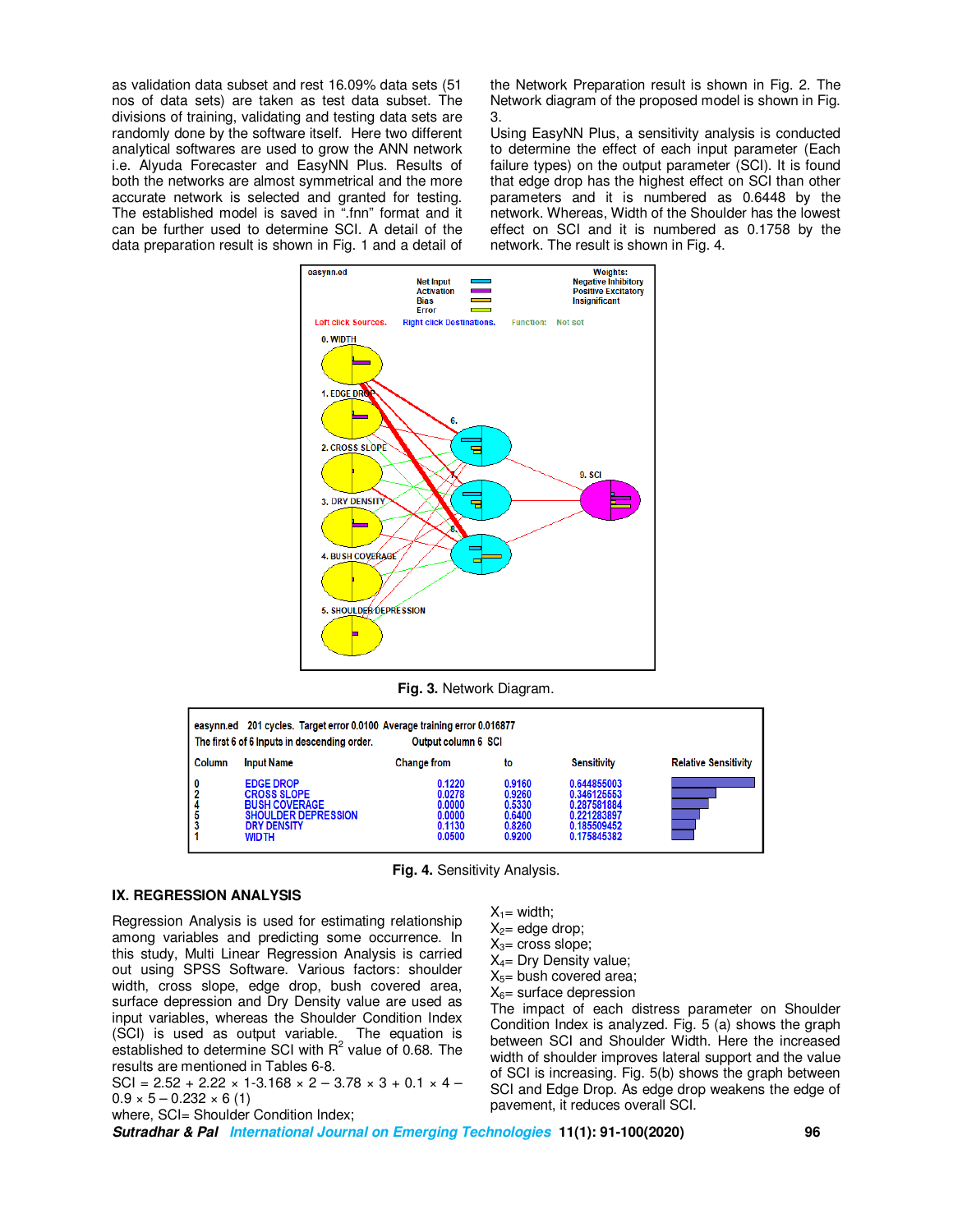as validation data subset and rest 16.09% data sets (51 nos of data sets) are taken as test data subset. The divisions of training, validating and testing data sets are randomly done by the software itself. Here two different analytical softwares are used to grow the ANN network i.e. Alyuda Forecaster and EasyNN Plus. Results of both the networks are almost symmetrical and the more accurate network is selected and granted for testing. The established model is saved in ".fnn" format and it can be further used to determine SCI. A detail of the data preparation result is shown in Fig. 1 and a detail of the Network Preparation result is shown in Fig. 2. The Network diagram of the proposed model is shown in Fig. 3.

Using EasyNN Plus, a sensitivity analysis is conducted to determine the effect of each input parameter (Each failure types) on the output parameter (SCI). It is found that edge drop has the highest effect on SCI than other parameters and it is numbered as 0.6448 by the network. Whereas, Width of the Shoulder has the lowest effect on SCI and it is numbered as 0.1758 by the network. The result is shown in Fig. 4.

easynn.ed

Net Input
Activation
Bias
Error

Weights:
Negative Inhibitory
Positive Excitatory
Insignificant

Left click Sources. Right click Destinations. Function: Not set

0. WIDTH
1. EDGE DROP
2. CROSS SLOPE
3. DRY DENSITY
4. BUSH COVERAGE
5. SHOULDER DEPRESSION
6.
7.
8.
9. SCI

**Fig. 3.** Network Diagram.

easynn.ed 201 cycles. Target error 0.0100 Average training error 0.016877
The first 6 of 6 Inputs in descending order. Output column 6 SCI

| Column | Input Name | Change from | to | Sensitivity | Relative Sensitivity |
|---|---|---|---|---|---|
| 0 | EDGE DROP | 0.1220 | 0.9160 | 0.644855003 | |
| 2 | CROSS SLOPE | 0.0278 | 0.9260 | 0.346125553 | |
| 4 | BUSH COVERAGE | 0.0000 | 0.5330 | 0.287581884 | |
| 5 | SHOULDER DEPRESSION | 0.0000 | 0.6400 | 0.221283897 | |
| 3 | DRY DENSITY | 0.1130 | 0.8260 | 0.185509452 | |
| 1 | WIDTH | 0.0500 | 0.9200 | 0.175845382 | |

**Fig. 4.** Sensitivity Analysis.

## IX. REGRESSION ANALYSIS

Regression Analysis is used for estimating relationship among variables and predicting some occurrence. In this study, Multi Linear Regression Analysis is carried out using SPSS Software. Various factors: shoulder width, cross slope, edge drop, bush covered area, surface depression and Dry Density value are used as input variables, whereas the Shoulder Condition Index (SCI) is used as output variable. The equation is established to determine SCI with $R^2$ value of 0.68. The results are mentioned in Tables 6-8.

SCI = 2.52 + 2.22 × 1-3.168 × 2 – 3.78 × 3 + 0.1 × 4 – 0.9 × 5 – 0.232 × 6 (1)

where, SCI= Shoulder Condition Index;

$X_1$= width;
$X_2$= edge drop;
$X_3$= cross slope;
$X_4$= Dry Density value;
$X_5$= bush covered area;
$X_6$= surface depression

The impact of each distress parameter on Shoulder Condition Index is analyzed. Fig. 5 (a) shows the graph between SCI and Shoulder Width. Here the increased width of shoulder improves lateral support and the value of SCI is increasing. Fig. 5(b) shows the graph between SCI and Edge Drop. As edge drop weakens the edge of pavement, it reduces overall SCI.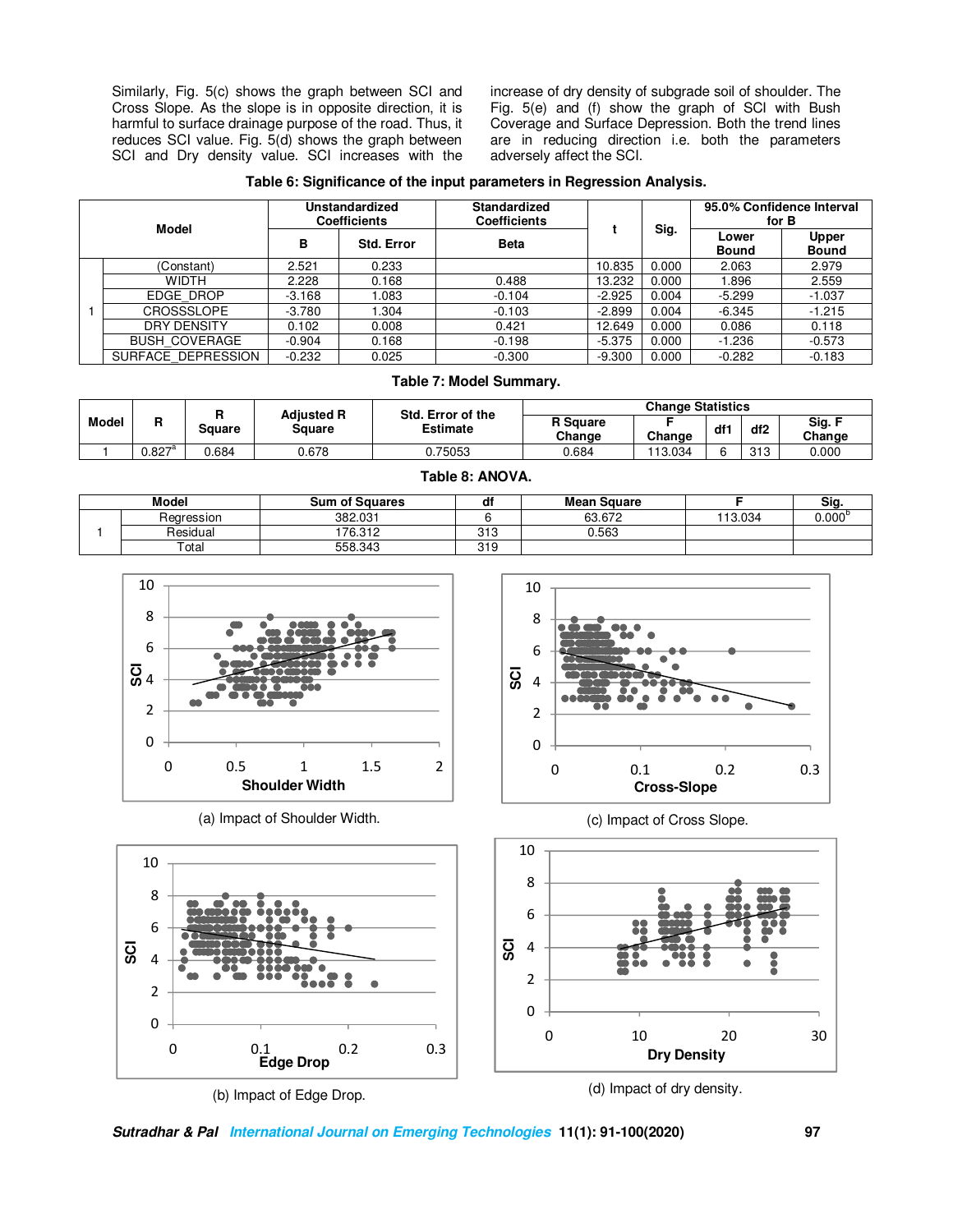Similarly, Fig. 5(c) shows the graph between SCI and Cross Slope. As the slope is in opposite direction, it is harmful to surface drainage purpose of the road. Thus, it reduces SCI value. Fig. 5(d) shows the graph between SCI and Dry density value. SCI increases with the increase of dry density of subgrade soil of shoulder. The Fig. 5(e) and (f) show the graph of SCI with Bush Coverage and Surface Depression. Both the trend lines are in reducing direction i.e. both the parameters adversely affect the SCI.

**Table 6: Significance of the input parameters in Regression Analysis.**

| Model | | Unstandardized Coefficients | | Standardized Coefficients | t | Sig. | 95.0% Confidence Interval for B | |
|---|---|---|---|---|---|---|---|---|
| | | B | Std. Error | Beta | | | Lower Bound | Upper Bound |
| 1 | (Constant) | 2.521 | 0.233 | | 10.835 | 0.000 | 2.063 | 2.979 |
| | WIDTH | 2.228 | 0.168 | 0.488 | 13.232 | 0.000 | 1.896 | 2.559 |
| | EDGE_DROP | -3.168 | 1.083 | -0.104 | -2.925 | 0.004 | -5.299 | -1.037 |
| | CROSSSLOPE | -3.780 | 1.304 | -0.103 | -2.899 | 0.004 | -6.345 | -1.215 |
| | DRY DENSITY | 0.102 | 0.008 | 0.421 | 12.649 | 0.000 | 0.086 | 0.118 |
| | BUSH_COVERAGE | -0.904 | 0.168 | -0.198 | -5.375 | 0.000 | -1.236 | -0.573 |
| | SURFACE_DEPRESSION | -0.232 | 0.025 | -0.300 | -9.300 | 0.000 | -0.282 | -0.183 |

**Table 7: Model Summary.**

| Model | R | R Square | Adjusted R Square | Std. Error of the Estimate | Change Statistics | | | | |
|---|---|---|---|---|---|---|---|---|---|
| | | | | | R Square Change | F Change | df1 | df2 | Sig. F Change |
| 1 | 0.827[a] | 0.684 | 0.678 | 0.75053 | 0.684 | 113.034 | 6 | 313 | 0.000 |

**Table 8: ANOVA.**

| Model | | Sum of Squares | df | Mean Square | F | Sig. |
|---|---|---|---|---|---|---|
| 1 | Regression | 382.031 | 6 | 63.672 | 113.034 | 0.000[b] |
| | Residual | 176.312 | 313 | 0.563 | | |
| | Total | 558.343 | 319 | | | |

10
8
6
4
2
0
SCI
0 0.5 1 1.5 2
Shoulder Width

(a) Impact of Shoulder Width.

10
8
6
4
2
0
SCI
0 0.1 0.2 0.3
Cross-Slope

(c) Impact of Cross Slope.

10
8
6
4
2
0
SCI
0 0.1 0.2 0.3
Edge Drop

(b) Impact of Edge Drop.

10
8
6
4
2
0
SCI
0 10 20 30
Dry Density

(d) Impact of dry density.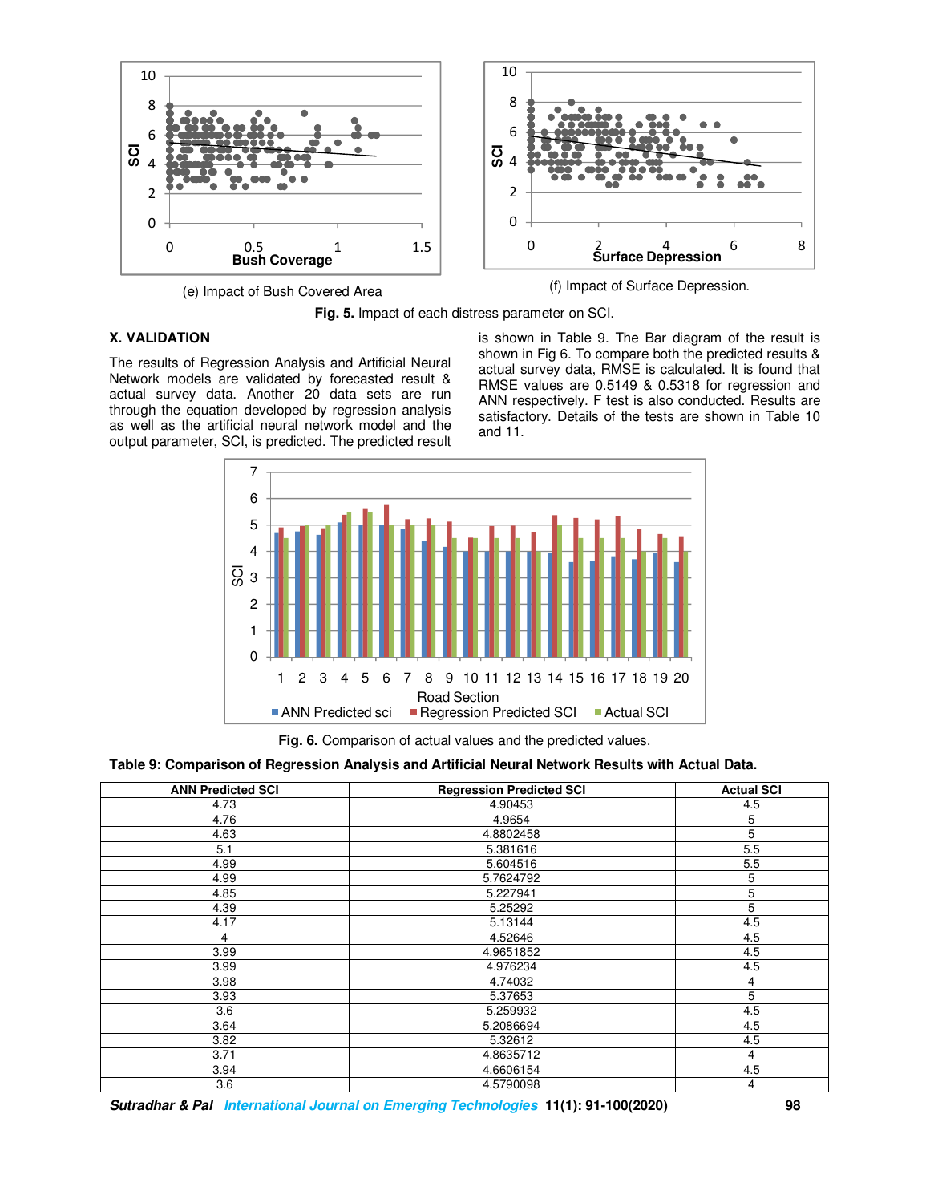10
8
6
SCI 4
2
0
0 0.5 1 1.5
Bush Coverage

(e) Impact of Bush Covered Area

10
8
6
SCI 4
2
0
0 2 4 6 8
Surface Depression

(f) Impact of Surface Depression.

**Fig. 5.** Impact of each distress parameter on SCI.

## X. VALIDATION

The results of Regression Analysis and Artificial Neural Network models are validated by forecasted result & actual survey data. Another 20 data sets are run through the equation developed by regression analysis as well as the artificial neural network model and the output parameter, SCI, is predicted. The predicted result is shown in Table 9. The Bar diagram of the result is shown in Fig 6. To compare both the predicted results & actual survey data, RMSE is calculated. It is found that RMSE values are 0.5149 & 0.5318 for regression and ANN respectively. F test is also conducted. Results are satisfactory. Details of the tests are shown in Table 10 and 11.

7
6
5
SCI 4
3
2
1
0
1 2 3 4 5 6 7 8 9 10 11 12 13 14 15 16 17 18 19 20
Road Section
ANN Predicted sci   Regression Predicted SCI   Actual SCI

**Fig. 6.** Comparison of actual values and the predicted values.

**Table 9: Comparison of Regression Analysis and Artificial Neural Network Results with Actual Data.**

| ANN Predicted SCI | Regression Predicted SCI | Actual SCI |
|---|---|---|
| 4.73 | 4.90453 | 4.5 |
| 4.76 | 4.9654 | 5 |
| 4.63 | 4.8802458 | 5 |
| 5.1 | 5.381616 | 5.5 |
| 4.99 | 5.604516 | 5.5 |
| 4.99 | 5.7624792 | 5 |
| 4.85 | 5.227941 | 5 |
| 4.39 | 5.25292 | 5 |
| 4.17 | 5.13144 | 4.5 |
| 4 | 4.52646 | 4.5 |
| 3.99 | 4.9651852 | 4.5 |
| 3.99 | 4.976234 | 4.5 |
| 3.98 | 4.74032 | 4 |
| 3.93 | 5.37653 | 5 |
| 3.6 | 5.259932 | 4.5 |
| 3.64 | 5.2086694 | 4.5 |
| 3.82 | 5.32612 | 4.5 |
| 3.71 | 4.8635712 | 4 |
| 3.94 | 4.6606154 | 4.5 |
| 3.6 | 4.5790098 | 4 |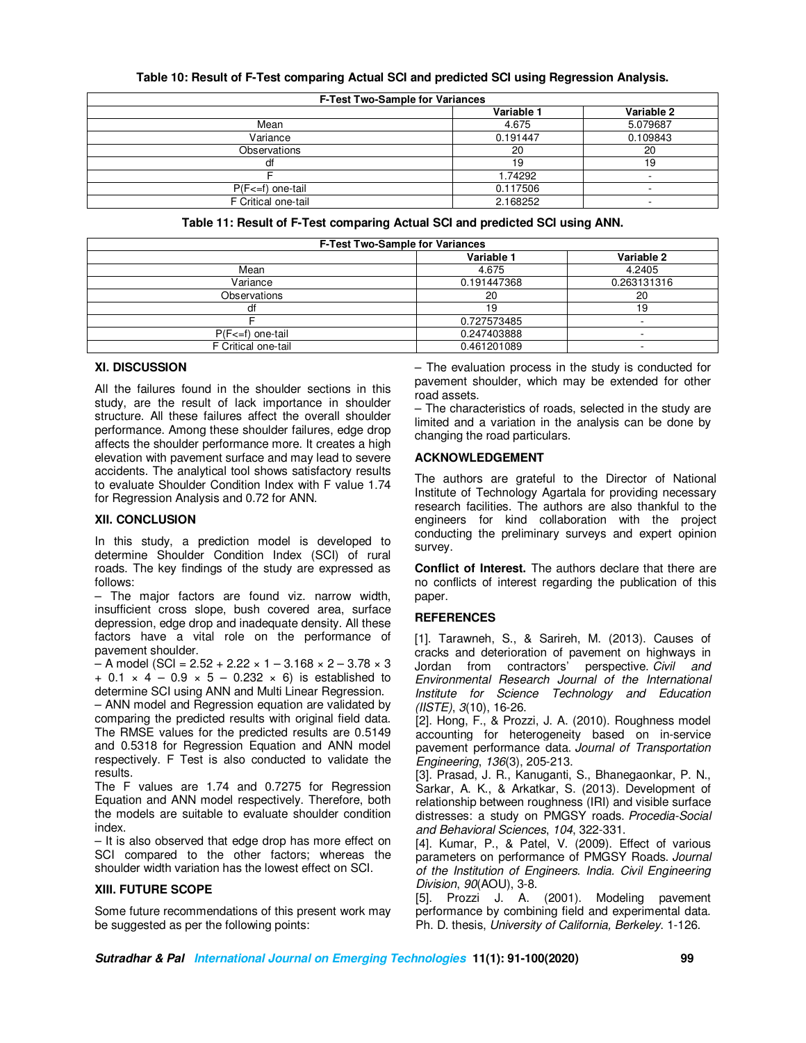**Table 10: Result of F-Test comparing Actual SCI and predicted SCI using Regression Analysis.**

| F-Test Two-Sample for Variances | | |
|---|---|---|
| | Variable 1 | Variable 2 |
| Mean | 4.675 | 5.079687 |
| Variance | 0.191447 | 0.109843 |
| Observations | 20 | 20 |
| df | 19 | 19 |
| F | 1.74292 | - |
| P(F<=f) one-tail | 0.117506 | - |
| F Critical one-tail | 2.168252 | - |

**Table 11: Result of F-Test comparing Actual SCI and predicted SCI using ANN.**

| F-Test Two-Sample for Variances | | |
|---|---|---|
| | Variable 1 | Variable 2 |
| Mean | 4.675 | 4.2405 |
| Variance | 0.191447368 | 0.263131316 |
| Observations | 20 | 20 |
| df | 19 | 19 |
| F | 0.727573485 | - |
| P(F<=f) one-tail | 0.247403888 | - |
| F Critical one-tail | 0.461201089 | - |

## XI. DISCUSSION

All the failures found in the shoulder sections in this study, are the result of lack importance in shoulder structure. All these failures affect the overall shoulder performance. Among these shoulder failures, edge drop affects the shoulder performance more. It creates a high elevation with pavement surface and may lead to severe accidents. The analytical tool shows satisfactory results to evaluate Shoulder Condition Index with F value 1.74 for Regression Analysis and 0.72 for ANN.

## XII. CONCLUSION

In this study, a prediction model is developed to determine Shoulder Condition Index (SCI) of rural roads. The key findings of the study are expressed as follows:

– The major factors are found viz. narrow width, insufficient cross slope, bush covered area, surface depression, edge drop and inadequate density. All these factors have a vital role on the performance of pavement shoulder.

– A model ($SCI = 2.52 + 2.22 \times 1 - 3.168 \times 2 - 3.78 \times 3 + 0.1 \times 4 - 0.9 \times 5 - 0.232 \times 6$) is established to determine SCI using ANN and Multi Linear Regression.

– ANN model and Regression equation are validated by comparing the predicted results with original field data. The RMSE values for the predicted results are 0.5149 and 0.5318 for Regression Equation and ANN model respectively. F Test is also conducted to validate the results.

The F values are 1.74 and 0.7275 for Regression Equation and ANN model respectively. Therefore, both the models are suitable to evaluate shoulder condition index.

– It is also observed that edge drop has more effect on SCI compared to the other factors; whereas the shoulder width variation has the lowest effect on SCI.

## XIII. FUTURE SCOPE

Some future recommendations of this present work may be suggested as per the following points:

– The evaluation process in the study is conducted for pavement shoulder, which may be extended for other road assets.

– The characteristics of roads, selected in the study are limited and a variation in the analysis can be done by changing the road particulars.

## ACKNOWLEDGEMENT

The authors are grateful to the Director of National Institute of Technology Agartala for providing necessary research facilities. The authors are also thankful to the engineers for kind collaboration with the project conducting the preliminary surveys and expert opinion survey.

**Conflict of Interest.** The authors declare that there are no conflicts of interest regarding the publication of this paper.

## REFERENCES

[1]. Tarawneh, S., & Sarireh, M. (2013). Causes of cracks and deterioration of pavement on highways in Jordan from contractors' perspective. *Civil and Environmental Research Journal of the International Institute for Science Technology and Education (IISTE)*, *3*(10), 16-26.

[2]. Hong, F., & Prozzi, J. A. (2010). Roughness model accounting for heterogeneity based on in-service pavement performance data. *Journal of Transportation Engineering*, *136*(3), 205-213.

[3]. Prasad, J. R., Kanuganti, S., Bhanegaonkar, P. N., Sarkar, A. K., & Arkatkar, S. (2013). Development of relationship between roughness (IRI) and visible surface distresses: a study on PMGSY roads. *Procedia-Social and Behavioral Sciences*, *104*, 322-331.

[4]. Kumar, P., & Patel, V. (2009). Effect of various parameters on performance of PMGSY Roads. *Journal of the Institution of Engineers. India. Civil Engineering Division*, *90*(AOU), 3-8.

[5]. Prozzi J. A. (2001). Modeling pavement performance by combining field and experimental data. Ph. D. thesis, *University of California, Berkeley*. 1-126.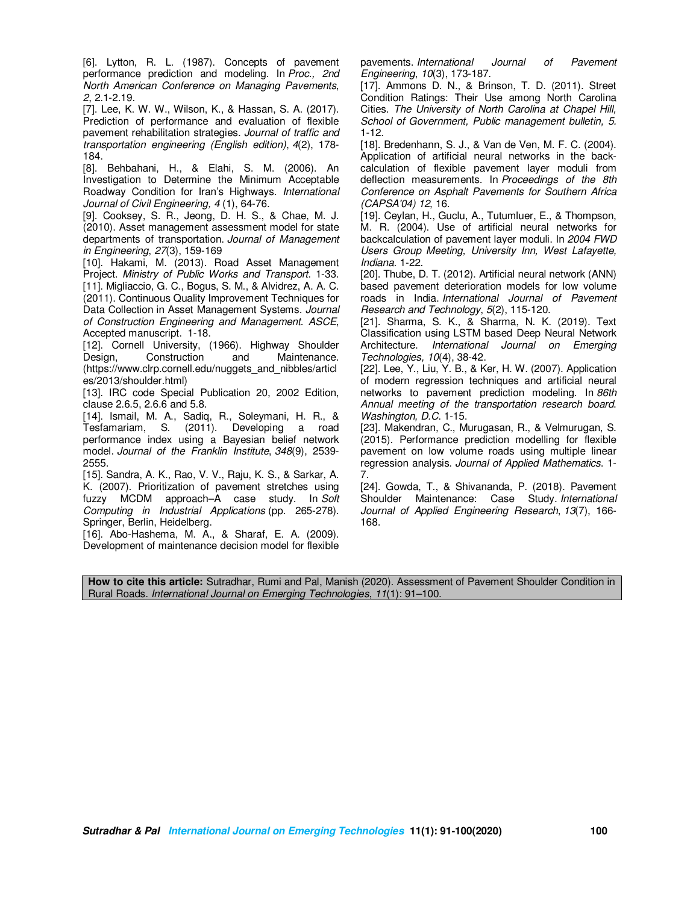[6]. Lytton, R. L. (1987). Concepts of pavement performance prediction and modeling. In *Proc., 2nd North American Conference on Managing Pavements*, *2*, 2.1-2.19.

[7]. Lee, K. W. W., Wilson, K., & Hassan, S. A. (2017). Prediction of performance and evaluation of flexible pavement rehabilitation strategies. *Journal of traffic and transportation engineering (English edition)*, *4*(2), 178-184.

[8]. Behbahani, H., & Elahi, S. M. (2006). An Investigation to Determine the Minimum Acceptable Roadway Condition for Iran's Highways. *International Journal of Civil Engineering, 4* (1), 64-76.

[9]. Cooksey, S. R., Jeong, D. H. S., & Chae, M. J. (2010). Asset management assessment model for state departments of transportation. *Journal of Management in Engineering*, *27*(3), 159-169

[10]. Hakami, M. (2013). Road Asset Management Project. *Ministry of Public Works and Transport*. 1-33.

[11]. Migliaccio, G. C., Bogus, S. M., & Alvidrez, A. A. C. (2011). Continuous Quality Improvement Techniques for Data Collection in Asset Management Systems. *Journal of Construction Engineering and Management. ASCE*, Accepted manuscript. 1-18.

[12]. Cornell University, (1966). Highway Shoulder Design, Construction and Maintenance. (https://www.clrp.cornell.edu/nuggets_and_nibbles/articles/2013/shoulder.html)

[13]. IRC code Special Publication 20, 2002 Edition, clause 2.6.5, 2.6.6 and 5.8.

[14]. Ismail, M. A., Sadiq, R., Soleymani, H. R., & Tesfamariam, S. (2011). Developing a road performance index using a Bayesian belief network model. *Journal of the Franklin Institute*, *348*(9), 2539-2555.

[15]. Sandra, A. K., Rao, V. V., Raju, K. S., & Sarkar, A. K. (2007). Prioritization of pavement stretches using fuzzy MCDM approach–A case study. In *Soft Computing in Industrial Applications* (pp. 265-278). Springer, Berlin, Heidelberg.

[16]. Abo-Hashema, M. A., & Sharaf, E. A. (2009). Development of maintenance decision model for flexible pavements. *International Journal of Pavement Engineering*, *10*(3), 173-187.

[17]. Ammons D. N., & Brinson, T. D. (2011). Street Condition Ratings: Their Use among North Carolina Cities. *The University of North Carolina at Chapel Hill, School of Government, Public management bulletin, 5*. 1-12.

[18]. Bredenhann, S. J., & Van de Ven, M. F. C. (2004). Application of artificial neural networks in the back-calculation of flexible pavement layer moduli from deflection measurements. In *Proceedings of the 8th Conference on Asphalt Pavements for Southern Africa (CAPSA'04) 12*, 16.

[19]. Ceylan, H., Guclu, A., Tutumluer, E., & Thompson, M. R. (2004). Use of artificial neural networks for backcalculation of pavement layer moduli. In *2004 FWD Users Group Meeting, University Inn, West Lafayette, Indiana*. 1-22.

[20]. Thube, D. T. (2012). Artificial neural network (ANN) based pavement deterioration models for low volume roads in India. *International Journal of Pavement Research and Technology*, *5*(2), 115-120.

[21]. Sharma, S. K., & Sharma, N. K. (2019). Text Classification using LSTM based Deep Neural Network Architecture. *International Journal on Emerging Technologies, 10*(4), 38-42.

[22]. Lee, Y., Liu, Y. B., & Ker, H. W. (2007). Application of modern regression techniques and artificial neural networks to pavement prediction modeling. In *86th Annual meeting of the transportation research board. Washington, D.C.* 1-15.

[23]. Makendran, C., Murugasan, R., & Velmurugan, S. (2015). Performance prediction modelling for flexible pavement on low volume roads using multiple linear regression analysis. *Journal of Applied Mathematics*. 1-7.

[24]. Gowda, T., & Shivananda, P. (2018). Pavement Shoulder Maintenance: Case Study. *International Journal of Applied Engineering Research*, *13*(7), 166-168.

**How to cite this article:** Sutradhar, Rumi and Pal, Manish (2020). Assessment of Pavement Shoulder Condition in Rural Roads. *International Journal on Emerging Technologies*, *11*(1): 91–100.